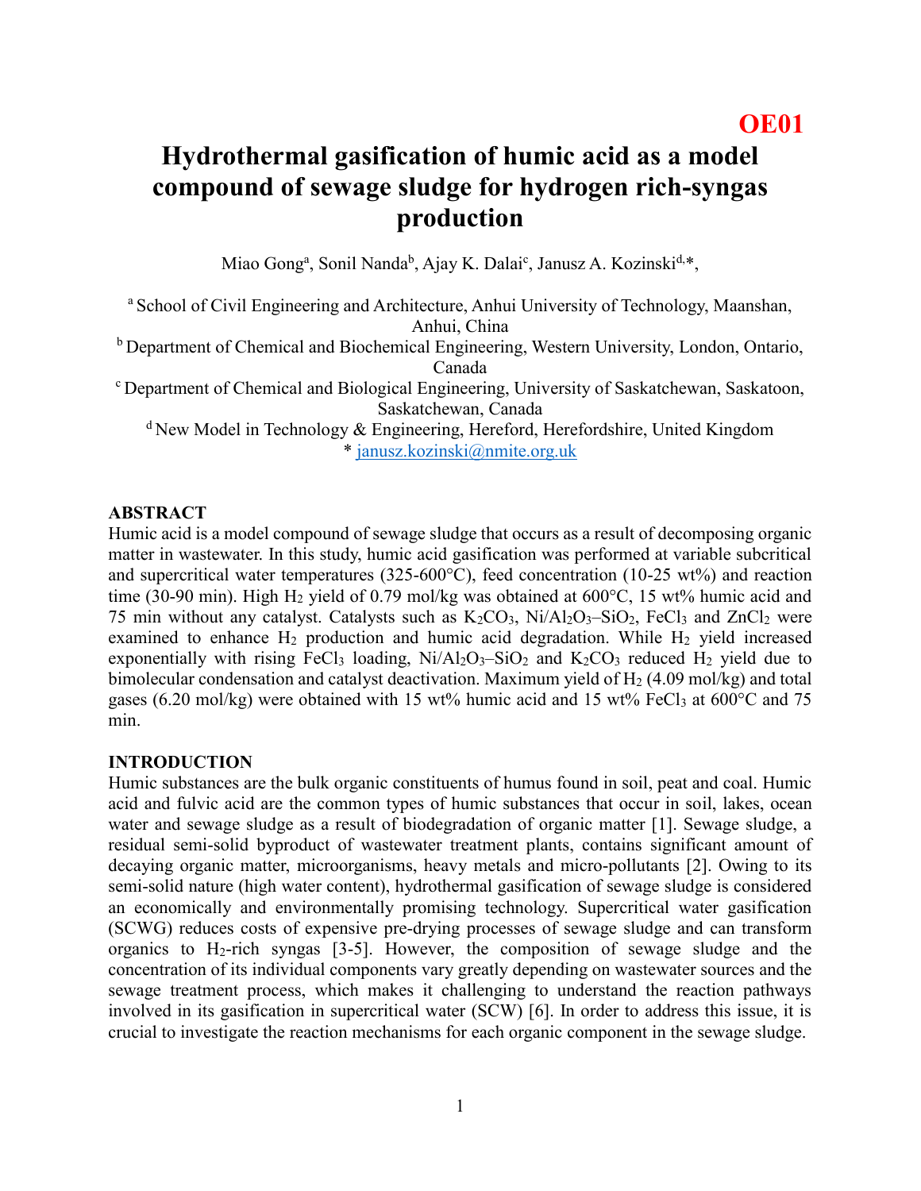OE01

# Hydrothermal gasification of humic acid as a model compound of sewage sludge for hydrogen rich-syngas production

Miao Gong[a], Sonil Nanda[b], Ajay K. Dalai[c], Janusz A. Kozinski[d,*],

[a] School of Civil Engineering and Architecture, Anhui University of Technology, Maanshan, Anhui, China

[b] Department of Chemical and Biochemical Engineering, Western University, London, Ontario, Canada

[c] Department of Chemical and Biological Engineering, University of Saskatchewan, Saskatoon, Saskatchewan, Canada

[d] New Model in Technology & Engineering, Hereford, Herefordshire, United Kingdom

* janusz.kozinski@nmite.org.uk

## ABSTRACT

Humic acid is a model compound of sewage sludge that occurs as a result of decomposing organic matter in wastewater. In this study, humic acid gasification was performed at variable subcritical and supercritical water temperatures (325-600°C), feed concentration (10-25 wt%) and reaction time (30-90 min). High $H_2$ yield of 0.79 mol/kg was obtained at 600°C, 15 wt% humic acid and 75 min without any catalyst. Catalysts such as $K_2CO_3$, $Ni/Al_2O_3–SiO_2$, $FeCl_3$ and $ZnCl_2$ were examined to enhance $H_2$ production and humic acid degradation. While $H_2$ yield increased exponentially with rising $FeCl_3$ loading, $Ni/Al_2O_3–SiO_2$ and $K_2CO_3$ reduced $H_2$ yield due to bimolecular condensation and catalyst deactivation. Maximum yield of $H_2$ (4.09 mol/kg) and total gases (6.20 mol/kg) were obtained with 15 wt% humic acid and 15 wt% $FeCl_3$ at 600°C and 75 min.

## INTRODUCTION

Humic substances are the bulk organic constituents of humus found in soil, peat and coal. Humic acid and fulvic acid are the common types of humic substances that occur in soil, lakes, ocean water and sewage sludge as a result of biodegradation of organic matter [1]. Sewage sludge, a residual semi-solid byproduct of wastewater treatment plants, contains significant amount of decaying organic matter, microorganisms, heavy metals and micro-pollutants [2]. Owing to its semi-solid nature (high water content), hydrothermal gasification of sewage sludge is considered an economically and environmentally promising technology. Supercritical water gasification (SCWG) reduces costs of expensive pre-drying processes of sewage sludge and can transform organics to $H_2$-rich syngas [3-5]. However, the composition of sewage sludge and the concentration of its individual components vary greatly depending on wastewater sources and the sewage treatment process, which makes it challenging to understand the reaction pathways involved in its gasification in supercritical water (SCW) [6]. In order to address this issue, it is crucial to investigate the reaction mechanisms for each organic component in the sewage sludge.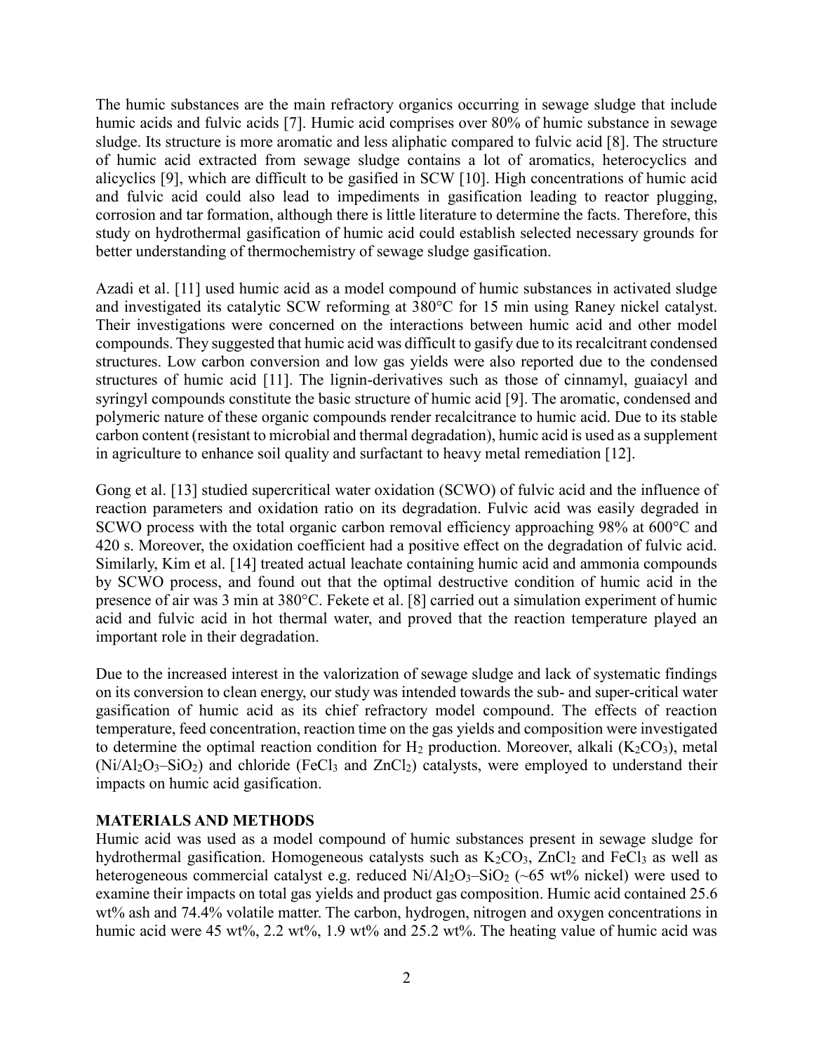The humic substances are the main refractory organics occurring in sewage sludge that include humic acids and fulvic acids [7]. Humic acid comprises over 80% of humic substance in sewage sludge. Its structure is more aromatic and less aliphatic compared to fulvic acid [8]. The structure of humic acid extracted from sewage sludge contains a lot of aromatics, heterocyclics and alicyclics [9], which are difficult to be gasified in SCW [10]. High concentrations of humic acid and fulvic acid could also lead to impediments in gasification leading to reactor plugging, corrosion and tar formation, although there is little literature to determine the facts. Therefore, this study on hydrothermal gasification of humic acid could establish selected necessary grounds for better understanding of thermochemistry of sewage sludge gasification.

Azadi et al. [11] used humic acid as a model compound of humic substances in activated sludge and investigated its catalytic SCW reforming at 380°C for 15 min using Raney nickel catalyst. Their investigations were concerned on the interactions between humic acid and other model compounds. They suggested that humic acid was difficult to gasify due to its recalcitrant condensed structures. Low carbon conversion and low gas yields were also reported due to the condensed structures of humic acid [11]. The lignin-derivatives such as those of cinnamyl, guaiacyl and syringyl compounds constitute the basic structure of humic acid [9]. The aromatic, condensed and polymeric nature of these organic compounds render recalcitrance to humic acid. Due to its stable carbon content (resistant to microbial and thermal degradation), humic acid is used as a supplement in agriculture to enhance soil quality and surfactant to heavy metal remediation [12].

Gong et al. [13] studied supercritical water oxidation (SCWO) of fulvic acid and the influence of reaction parameters and oxidation ratio on its degradation. Fulvic acid was easily degraded in SCWO process with the total organic carbon removal efficiency approaching 98% at 600°C and 420 s. Moreover, the oxidation coefficient had a positive effect on the degradation of fulvic acid. Similarly, Kim et al. [14] treated actual leachate containing humic acid and ammonia compounds by SCWO process, and found out that the optimal destructive condition of humic acid in the presence of air was 3 min at 380°C. Fekete et al. [8] carried out a simulation experiment of humic acid and fulvic acid in hot thermal water, and proved that the reaction temperature played an important role in their degradation.

Due to the increased interest in the valorization of sewage sludge and lack of systematic findings on its conversion to clean energy, our study was intended towards the sub- and super-critical water gasification of humic acid as its chief refractory model compound. The effects of reaction temperature, feed concentration, reaction time on the gas yields and composition were investigated to determine the optimal reaction condition for $H_2$ production. Moreover, alkali ($K_2CO_3$), metal ($Ni/Al_2O_3–SiO_2$) and chloride ($FeCl_3$ and $ZnCl_2$) catalysts, were employed to understand their impacts on humic acid gasification.

## MATERIALS AND METHODS

Humic acid was used as a model compound of humic substances present in sewage sludge for hydrothermal gasification. Homogeneous catalysts such as $K_2CO_3$, $ZnCl_2$ and $FeCl_3$ as well as heterogeneous commercial catalyst e.g. reduced $Ni/Al_2O_3–SiO_2$ (~65 wt% nickel) were used to examine their impacts on total gas yields and product gas composition. Humic acid contained 25.6 wt% ash and 74.4% volatile matter. The carbon, hydrogen, nitrogen and oxygen concentrations in humic acid were 45 wt%, 2.2 wt%, 1.9 wt% and 25.2 wt%. The heating value of humic acid was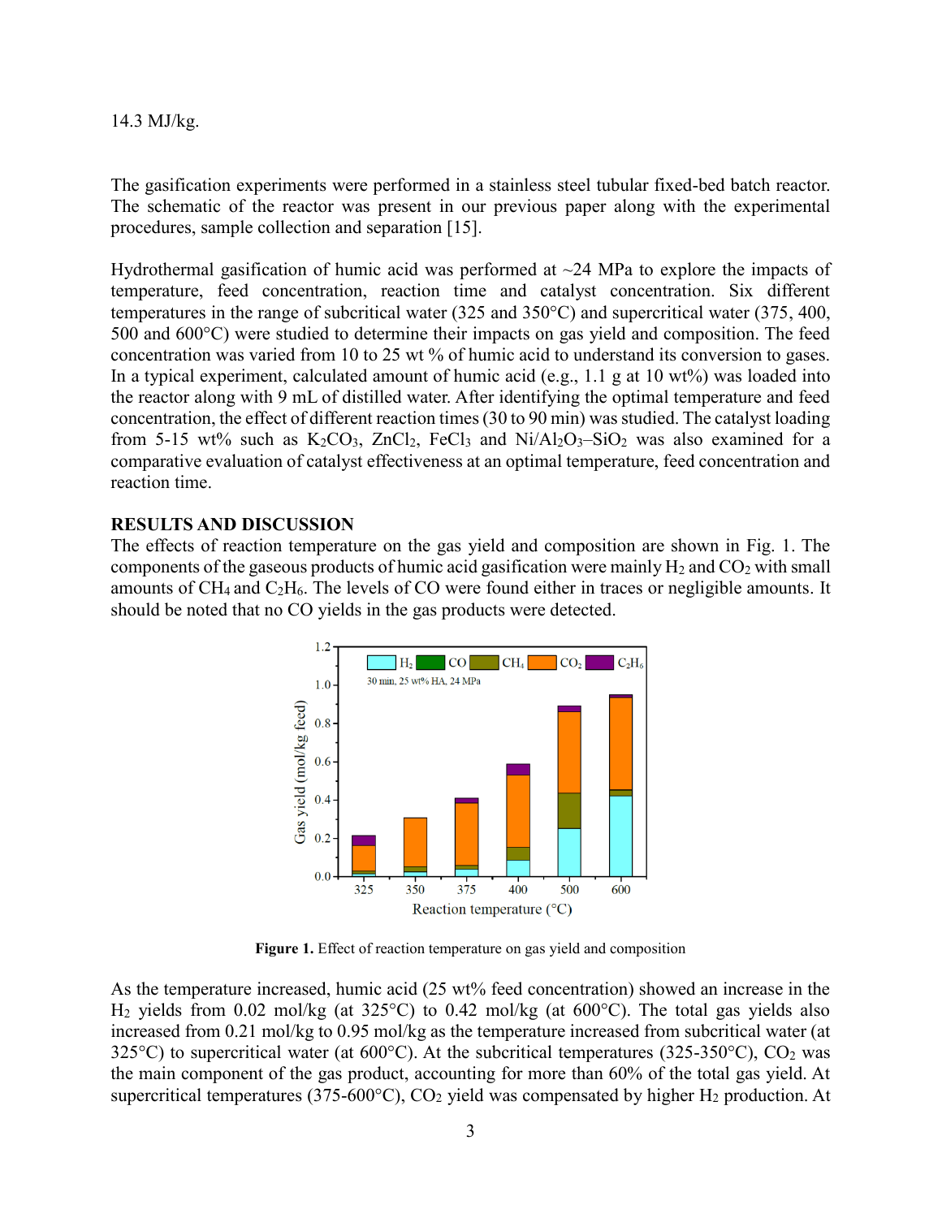14.3 MJ/kg.

The gasification experiments were performed in a stainless steel tubular fixed-bed batch reactor. The schematic of the reactor was present in our previous paper along with the experimental procedures, sample collection and separation [15].

Hydrothermal gasification of humic acid was performed at ~24 MPa to explore the impacts of temperature, feed concentration, reaction time and catalyst concentration. Six different temperatures in the range of subcritical water (325 and 350°C) and supercritical water (375, 400, 500 and 600°C) were studied to determine their impacts on gas yield and composition. The feed concentration was varied from 10 to 25 wt % of humic acid to understand its conversion to gases. In a typical experiment, calculated amount of humic acid (e.g., 1.1 g at 10 wt%) was loaded into the reactor along with 9 mL of distilled water. After identifying the optimal temperature and feed concentration, the effect of different reaction times (30 to 90 min) was studied. The catalyst loading from 5-15 wt% such as $K_2CO_3$, $ZnCl_2$, $FeCl_3$ and $Ni/Al_2O_3–SiO_2$ was also examined for a comparative evaluation of catalyst effectiveness at an optimal temperature, feed concentration and reaction time.

## RESULTS AND DISCUSSION

The effects of reaction temperature on the gas yield and composition are shown in Fig. 1. The components of the gaseous products of humic acid gasification were mainly $H_2$ and $CO_2$ with small amounts of $CH_4$ and $C_2H_6$. The levels of CO were found either in traces or negligible amounts. It should be noted that no CO yields in the gas products were detected.

**Figure 1.** Effect of reaction temperature on gas yield and composition

As the temperature increased, humic acid (25 wt% feed concentration) showed an increase in the $H_2$ yields from 0.02 mol/kg (at 325°C) to 0.42 mol/kg (at 600°C). The total gas yields also increased from 0.21 mol/kg to 0.95 mol/kg as the temperature increased from subcritical water (at 325°C) to supercritical water (at 600°C). At the subcritical temperatures (325-350°C), $CO_2$ was the main component of the gas product, accounting for more than 60% of the total gas yield. At supercritical temperatures (375-600°C), $CO_2$ yield was compensated by higher $H_2$ production. At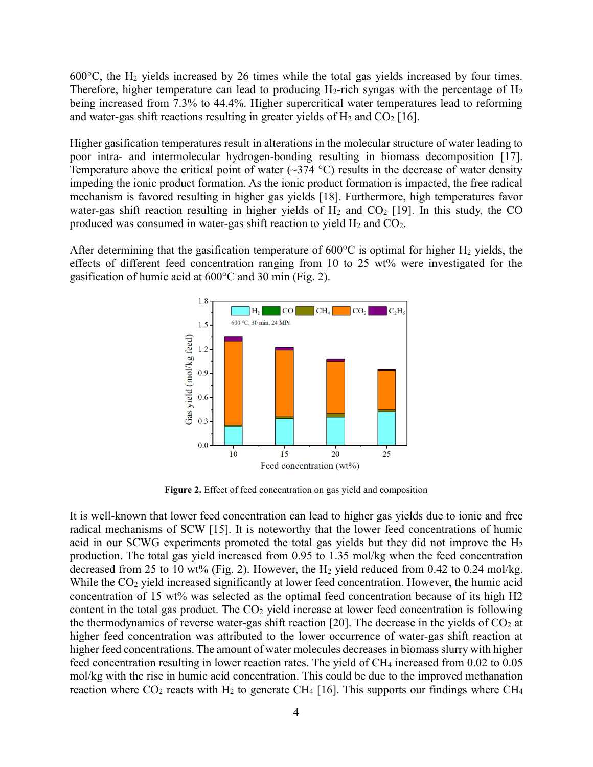600°C, the $H_2$ yields increased by 26 times while the total gas yields increased by four times. Therefore, higher temperature can lead to producing $H_2$-rich syngas with the percentage of $H_2$ being increased from 7.3% to 44.4%. Higher supercritical water temperatures lead to reforming and water-gas shift reactions resulting in greater yields of $H_2$ and $CO_2$ [16].

Higher gasification temperatures result in alterations in the molecular structure of water leading to poor intra- and intermolecular hydrogen-bonding resulting in biomass decomposition [17]. Temperature above the critical point of water (~374 °C) results in the decrease of water density impeding the ionic product formation. As the ionic product formation is impacted, the free radical mechanism is favored resulting in higher gas yields [18]. Furthermore, high temperatures favor water-gas shift reaction resulting in higher yields of $H_2$ and $CO_2$ [19]. In this study, the CO produced was consumed in water-gas shift reaction to yield $H_2$ and $CO_2$.

After determining that the gasification temperature of 600°C is optimal for higher $H_2$ yields, the effects of different feed concentration ranging from 10 to 25 wt% were investigated for the gasification of humic acid at 600°C and 30 min (Fig. 2).

**Figure 2.** Effect of feed concentration on gas yield and composition

It is well-known that lower feed concentration can lead to higher gas yields due to ionic and free radical mechanisms of SCW [15]. It is noteworthy that the lower feed concentrations of humic acid in our SCWG experiments promoted the total gas yields but they did not improve the $H_2$ production. The total gas yield increased from 0.95 to 1.35 mol/kg when the feed concentration decreased from 25 to 10 wt% (Fig. 2). However, the $H_2$ yield reduced from 0.42 to 0.24 mol/kg. While the $CO_2$ yield increased significantly at lower feed concentration. However, the humic acid concentration of 15 wt% was selected as the optimal feed concentration because of its high H2 content in the total gas product. The $CO_2$ yield increase at lower feed concentration is following the thermodynamics of reverse water-gas shift reaction [20]. The decrease in the yields of $CO_2$ at higher feed concentration was attributed to the lower occurrence of water-gas shift reaction at higher feed concentrations. The amount of water molecules decreases in biomass slurry with higher feed concentration resulting in lower reaction rates. The yield of $CH_4$ increased from 0.02 to 0.05 mol/kg with the rise in humic acid concentration. This could be due to the improved methanation reaction where $CO_2$ reacts with $H_2$ to generate $CH_4$ [16]. This supports our findings where $CH_4$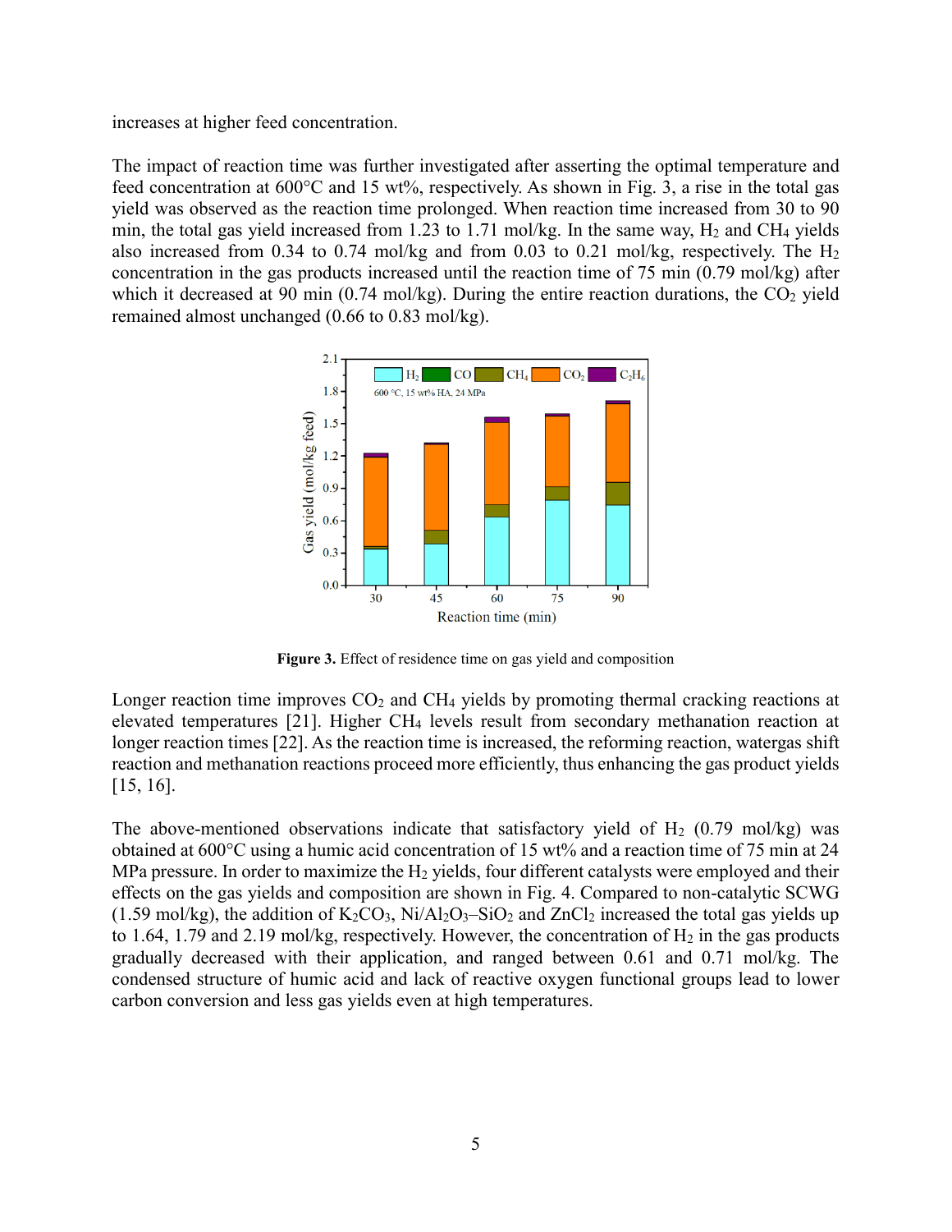increases at higher feed concentration.

The impact of reaction time was further investigated after asserting the optimal temperature and feed concentration at 600°C and 15 wt%, respectively. As shown in Fig. 3, a rise in the total gas yield was observed as the reaction time prolonged. When reaction time increased from 30 to 90 min, the total gas yield increased from 1.23 to 1.71 mol/kg. In the same way, $H_2$ and $CH_4$ yields also increased from 0.34 to 0.74 mol/kg and from 0.03 to 0.21 mol/kg, respectively. The $H_2$ concentration in the gas products increased until the reaction time of 75 min (0.79 mol/kg) after which it decreased at 90 min (0.74 mol/kg). During the entire reaction durations, the $CO_2$ yield remained almost unchanged (0.66 to 0.83 mol/kg).

**Figure 3.** Effect of residence time on gas yield and composition

Longer reaction time improves $CO_2$ and $CH_4$ yields by promoting thermal cracking reactions at elevated temperatures [21]. Higher $CH_4$ levels result from secondary methanation reaction at longer reaction times [22]. As the reaction time is increased, the reforming reaction, watergas shift reaction and methanation reactions proceed more efficiently, thus enhancing the gas product yields [15, 16].

The above-mentioned observations indicate that satisfactory yield of $H_2$ (0.79 mol/kg) was obtained at 600°C using a humic acid concentration of 15 wt% and a reaction time of 75 min at 24 MPa pressure. In order to maximize the $H_2$ yields, four different catalysts were employed and their effects on the gas yields and composition are shown in Fig. 4. Compared to non-catalytic SCWG (1.59 mol/kg), the addition of $K_2CO_3$, $Ni/Al_2O_3–SiO_2$ and $ZnCl_2$ increased the total gas yields up to 1.64, 1.79 and 2.19 mol/kg, respectively. However, the concentration of $H_2$ in the gas products gradually decreased with their application, and ranged between 0.61 and 0.71 mol/kg. The condensed structure of humic acid and lack of reactive oxygen functional groups lead to lower carbon conversion and less gas yields even at high temperatures.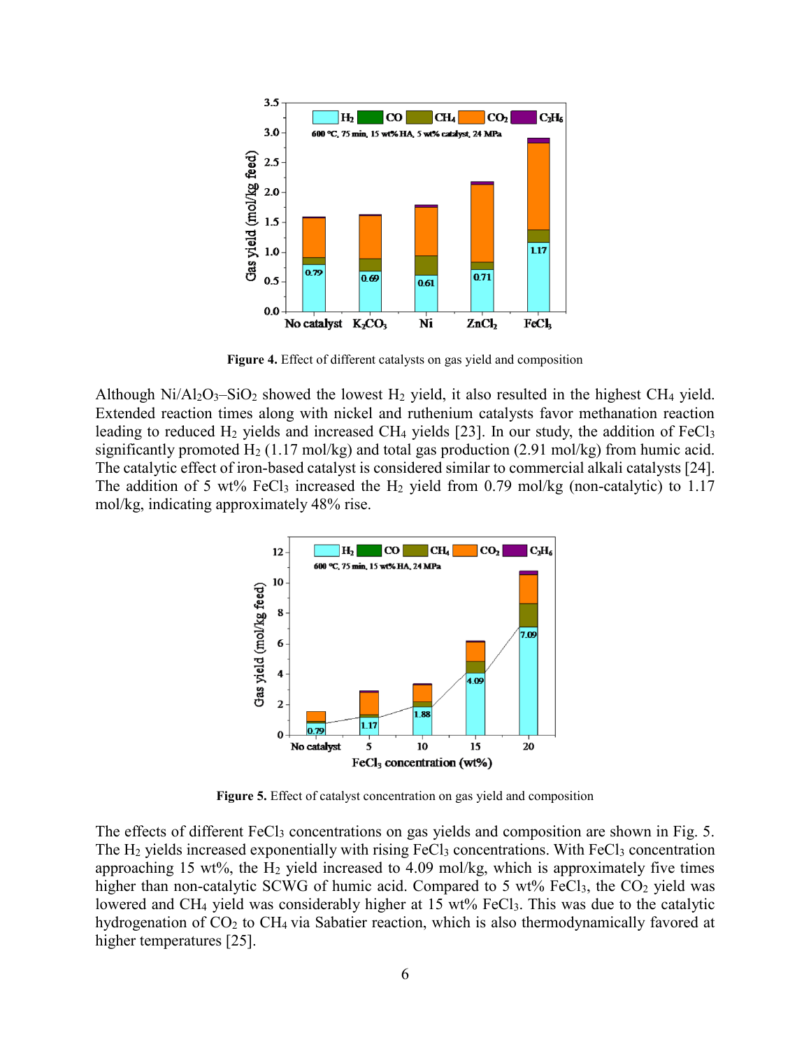**Figure 4.** Effect of different catalysts on gas yield and composition

Although $Ni/Al_2O_3–SiO_2$ showed the lowest $H_2$ yield, it also resulted in the highest $CH_4$ yield. Extended reaction times along with nickel and ruthenium catalysts favor methanation reaction leading to reduced $H_2$ yields and increased $CH_4$ yields [23]. In our study, the addition of $FeCl_3$ significantly promoted $H_2$ (1.17 mol/kg) and total gas production (2.91 mol/kg) from humic acid. The catalytic effect of iron-based catalyst is considered similar to commercial alkali catalysts [24]. The addition of 5 wt% $FeCl_3$ increased the $H_2$ yield from 0.79 mol/kg (non-catalytic) to 1.17 mol/kg, indicating approximately 48% rise.

**Figure 5.** Effect of catalyst concentration on gas yield and composition

The effects of different $FeCl_3$ concentrations on gas yields and composition are shown in Fig. 5. The $H_2$ yields increased exponentially with rising $FeCl_3$ concentrations. With $FeCl_3$ concentration approaching 15 wt%, the $H_2$ yield increased to 4.09 mol/kg, which is approximately five times higher than non-catalytic SCWG of humic acid. Compared to 5 wt% $FeCl_3$, the $CO_2$ yield was lowered and $CH_4$ yield was considerably higher at 15 wt% $FeCl_3$. This was due to the catalytic hydrogenation of $CO_2$ to $CH_4$ via Sabatier reaction, which is also thermodynamically favored at higher temperatures [25].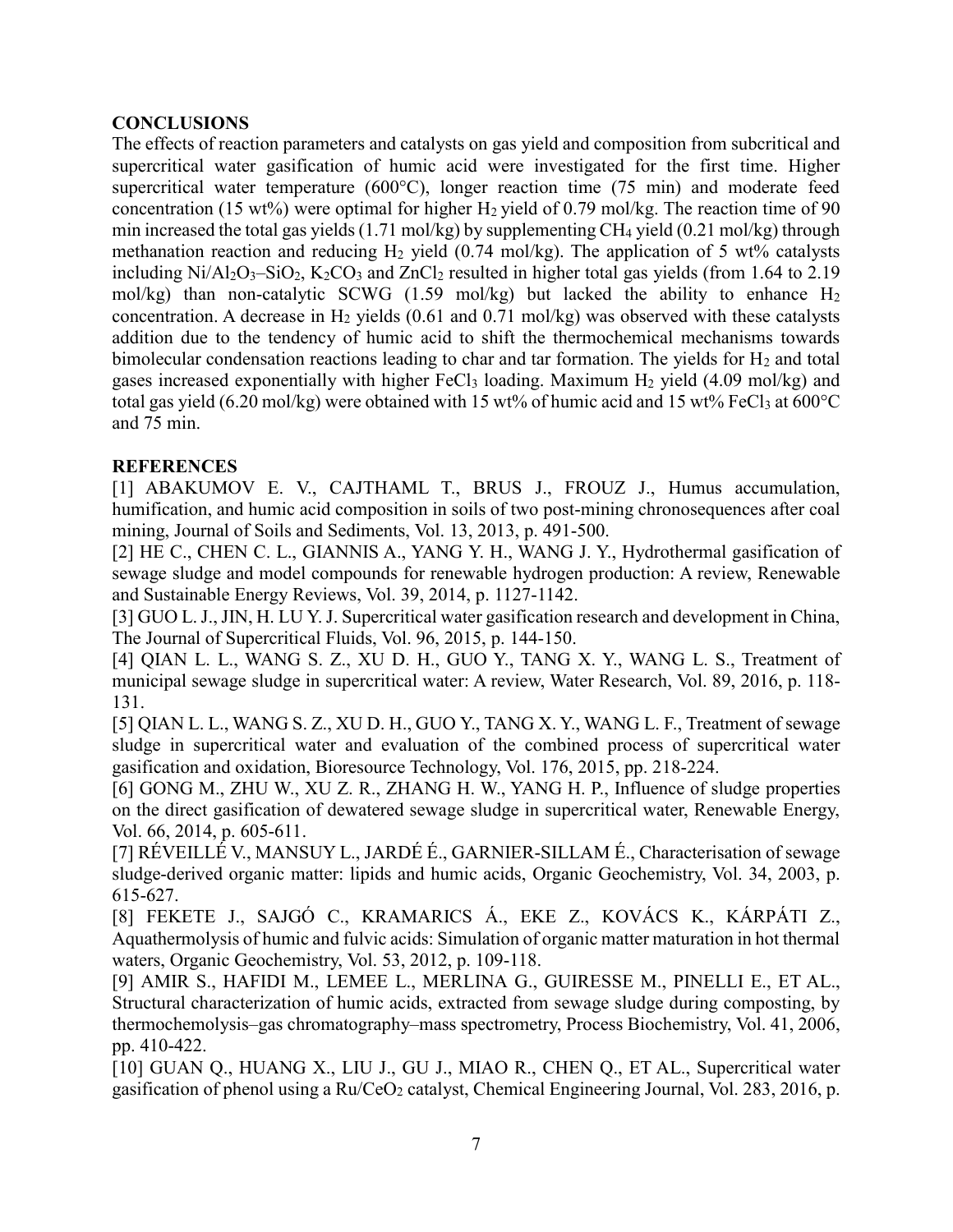## CONCLUSIONS

The effects of reaction parameters and catalysts on gas yield and composition from subcritical and supercritical water gasification of humic acid were investigated for the first time. Higher supercritical water temperature (600°C), longer reaction time (75 min) and moderate feed concentration (15 wt%) were optimal for higher $H_2$ yield of 0.79 mol/kg. The reaction time of 90 min increased the total gas yields (1.71 mol/kg) by supplementing $CH_4$ yield (0.21 mol/kg) through methanation reaction and reducing $H_2$ yield (0.74 mol/kg). The application of 5 wt% catalysts including $Ni/Al_2O_3$–$SiO_2$, $K_2CO_3$ and $ZnCl_2$ resulted in higher total gas yields (from 1.64 to 2.19 mol/kg) than non-catalytic SCWG (1.59 mol/kg) but lacked the ability to enhance $H_2$ concentration. A decrease in $H_2$ yields (0.61 and 0.71 mol/kg) was observed with these catalysts addition due to the tendency of humic acid to shift the thermochemical mechanisms towards bimolecular condensation reactions leading to char and tar formation. The yields for $H_2$ and total gases increased exponentially with higher $FeCl_3$ loading. Maximum $H_2$ yield (4.09 mol/kg) and total gas yield (6.20 mol/kg) were obtained with 15 wt% of humic acid and 15 wt% $FeCl_3$ at 600°C and 75 min.

## REFERENCES

[1] ABAKUMOV E. V., CAJTHAML T., BRUS J., FROUZ J., Humus accumulation, humification, and humic acid composition in soils of two post-mining chronosequences after coal mining, Journal of Soils and Sediments, Vol. 13, 2013, p. 491-500.

[2] HE C., CHEN C. L., GIANNIS A., YANG Y. H., WANG J. Y., Hydrothermal gasification of sewage sludge and model compounds for renewable hydrogen production: A review, Renewable and Sustainable Energy Reviews, Vol. 39, 2014, p. 1127-1142.

[3] GUO L. J., JIN, H. LU Y. J. Supercritical water gasification research and development in China, The Journal of Supercritical Fluids, Vol. 96, 2015, p. 144-150.

[4] QIAN L. L., WANG S. Z., XU D. H., GUO Y., TANG X. Y., WANG L. S., Treatment of municipal sewage sludge in supercritical water: A review, Water Research, Vol. 89, 2016, p. 118-131.

[5] QIAN L. L., WANG S. Z., XU D. H., GUO Y., TANG X. Y., WANG L. F., Treatment of sewage sludge in supercritical water and evaluation of the combined process of supercritical water gasification and oxidation, Bioresource Technology, Vol. 176, 2015, pp. 218-224.

[6] GONG M., ZHU W., XU Z. R., ZHANG H. W., YANG H. P., Influence of sludge properties on the direct gasification of dewatered sewage sludge in supercritical water, Renewable Energy, Vol. 66, 2014, p. 605-611.

[7] RÉVEILLÉ V., MANSUY L., JARDÉ É., GARNIER-SILLAM É., Characterisation of sewage sludge-derived organic matter: lipids and humic acids, Organic Geochemistry, Vol. 34, 2003, p. 615-627.

[8] FEKETE J., SAJGÓ C., KRAMARICS Á., EKE Z., KOVÁCS K., KÁRPÁTI Z., Aquathermolysis of humic and fulvic acids: Simulation of organic matter maturation in hot thermal waters, Organic Geochemistry, Vol. 53, 2012, p. 109-118.

[9] AMIR S., HAFIDI M., LEMEE L., MERLINA G., GUIRESSE M., PINELLI E., ET AL., Structural characterization of humic acids, extracted from sewage sludge during composting, by thermochemolysis–gas chromatography–mass spectrometry, Process Biochemistry, Vol. 41, 2006, pp. 410-422.

[10] GUAN Q., HUANG X., LIU J., GU J., MIAO R., CHEN Q., ET AL., Supercritical water gasification of phenol using a $Ru/CeO_2$ catalyst, Chemical Engineering Journal, Vol. 283, 2016, p.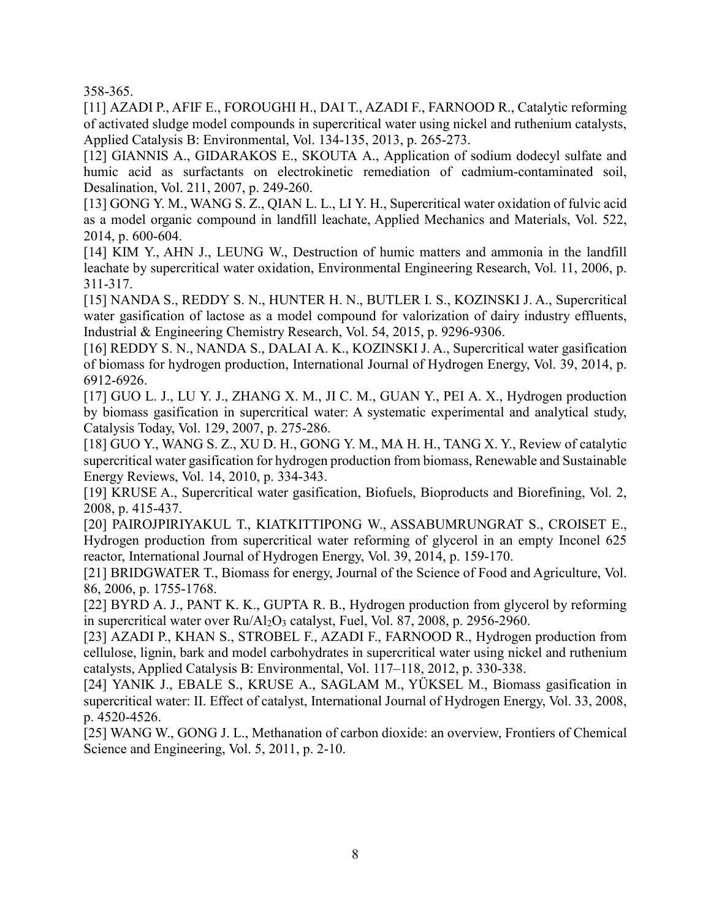358-365.

[11] AZADI P., AFIF E., FOROUGHI H., DAI T., AZADI F., FARNOOD R., Catalytic reforming of activated sludge model compounds in supercritical water using nickel and ruthenium catalysts, Applied Catalysis B: Environmental, Vol. 134-135, 2013, p. 265-273.

[12] GIANNIS A., GIDARAKOS E., SKOUTA A., Application of sodium dodecyl sulfate and humic acid as surfactants on electrokinetic remediation of cadmium-contaminated soil, Desalination, Vol. 211, 2007, p. 249-260.

[13] GONG Y. M., WANG S. Z., QIAN L. L., LI Y. H., Supercritical water oxidation of fulvic acid as a model organic compound in landfill leachate, Applied Mechanics and Materials, Vol. 522, 2014, p. 600-604.

[14] KIM Y., AHN J., LEUNG W., Destruction of humic matters and ammonia in the landfill leachate by supercritical water oxidation, Environmental Engineering Research, Vol. 11, 2006, p. 311-317.

[15] NANDA S., REDDY S. N., HUNTER H. N., BUTLER I. S., KOZINSKI J. A., Supercritical water gasification of lactose as a model compound for valorization of dairy industry effluents, Industrial & Engineering Chemistry Research, Vol. 54, 2015, p. 9296-9306.

[16] REDDY S. N., NANDA S., DALAI A. K., KOZINSKI J. A., Supercritical water gasification of biomass for hydrogen production, International Journal of Hydrogen Energy, Vol. 39, 2014, p. 6912-6926.

[17] GUO L. J., LU Y. J., ZHANG X. M., JI C. M., GUAN Y., PEI A. X., Hydrogen production by biomass gasification in supercritical water: A systematic experimental and analytical study, Catalysis Today, Vol. 129, 2007, p. 275-286.

[18] GUO Y., WANG S. Z., XU D. H., GONG Y. M., MA H. H., TANG X. Y., Review of catalytic supercritical water gasification for hydrogen production from biomass, Renewable and Sustainable Energy Reviews, Vol. 14, 2010, p. 334-343.

[19] KRUSE A., Supercritical water gasification, Biofuels, Bioproducts and Biorefining, Vol. 2, 2008, p. 415-437.

[20] PAIROJPIRIYAKUL T., KIATKITTIPONG W., ASSABUMRUNGRAT S., CROISET E., Hydrogen production from supercritical water reforming of glycerol in an empty Inconel 625 reactor, International Journal of Hydrogen Energy, Vol. 39, 2014, p. 159-170.

[21] BRIDGWATER T., Biomass for energy, Journal of the Science of Food and Agriculture, Vol. 86, 2006, p. 1755-1768.

[22] BYRD A. J., PANT K. K., GUPTA R. B., Hydrogen production from glycerol by reforming in supercritical water over $Ru/Al_2O_3$ catalyst, Fuel, Vol. 87, 2008, p. 2956-2960.

[23] AZADI P., KHAN S., STROBEL F., AZADI F., FARNOOD R., Hydrogen production from cellulose, lignin, bark and model carbohydrates in supercritical water using nickel and ruthenium catalysts, Applied Catalysis B: Environmental, Vol. 117–118, 2012, p. 330-338.

[24] YANIK J., EBALE S., KRUSE A., SAGLAM M., YÜKSEL M., Biomass gasification in supercritical water: II. Effect of catalyst, International Journal of Hydrogen Energy, Vol. 33, 2008, p. 4520-4526.

[25] WANG W., GONG J. L., Methanation of carbon dioxide: an overview, Frontiers of Chemical Science and Engineering, Vol. 5, 2011, p. 2-10.